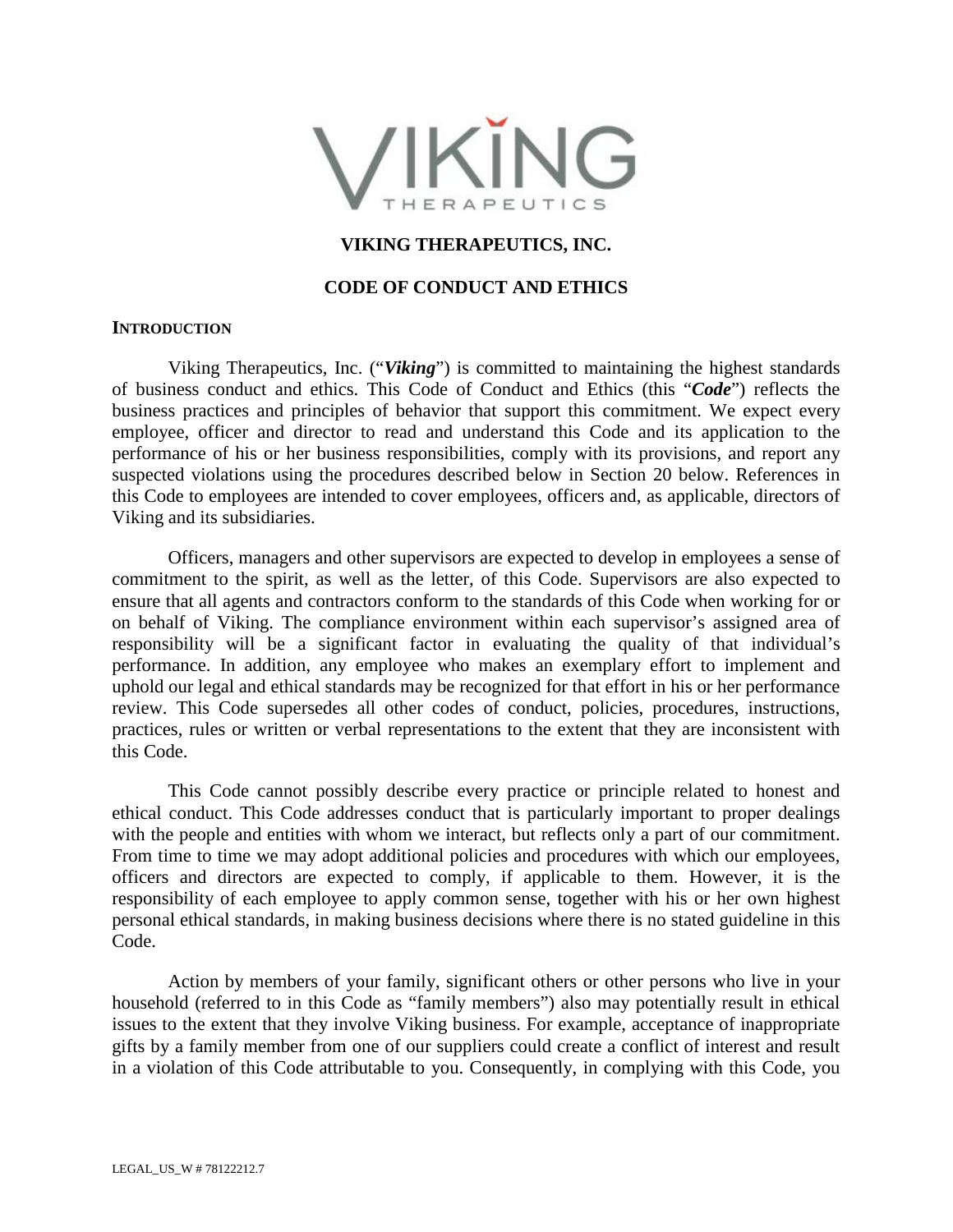# VIKING THERAPEUTICS, INC.

## CODE OF CONDUCT AND ETHICS

### INTRODUCTION

Viking Therapeutics, Inc. ("***Viking***") is committed to maintaining the highest standards of business conduct and ethics. This Code of Conduct and Ethics (this "***Code***") reflects the business practices and principles of behavior that support this commitment. We expect every employee, officer and director to read and understand this Code and its application to the performance of his or her business responsibilities, comply with its provisions, and report any suspected violations using the procedures described below in Section 20 below. References in this Code to employees are intended to cover employees, officers and, as applicable, directors of Viking and its subsidiaries.

Officers, managers and other supervisors are expected to develop in employees a sense of commitment to the spirit, as well as the letter, of this Code. Supervisors are also expected to ensure that all agents and contractors conform to the standards of this Code when working for or on behalf of Viking. The compliance environment within each supervisor's assigned area of responsibility will be a significant factor in evaluating the quality of that individual's performance. In addition, any employee who makes an exemplary effort to implement and uphold our legal and ethical standards may be recognized for that effort in his or her performance review. This Code supersedes all other codes of conduct, policies, procedures, instructions, practices, rules or written or verbal representations to the extent that they are inconsistent with this Code.

This Code cannot possibly describe every practice or principle related to honest and ethical conduct. This Code addresses conduct that is particularly important to proper dealings with the people and entities with whom we interact, but reflects only a part of our commitment. From time to time we may adopt additional policies and procedures with which our employees, officers and directors are expected to comply, if applicable to them. However, it is the responsibility of each employee to apply common sense, together with his or her own highest personal ethical standards, in making business decisions where there is no stated guideline in this Code.

Action by members of your family, significant others or other persons who live in your household (referred to in this Code as "family members") also may potentially result in ethical issues to the extent that they involve Viking business. For example, acceptance of inappropriate gifts by a family member from one of our suppliers could create a conflict of interest and result in a violation of this Code attributable to you. Consequently, in complying with this Code, you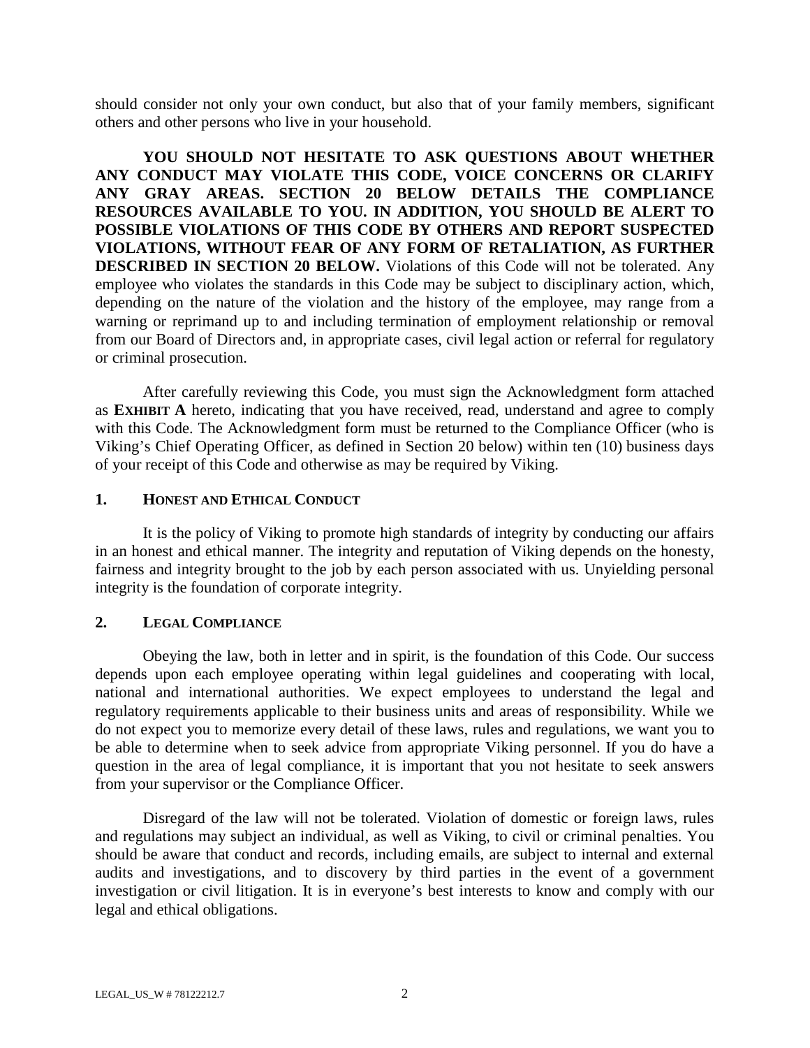should consider not only your own conduct, but also that of your family members, significant others and other persons who live in your household.

**YOU SHOULD NOT HESITATE TO ASK QUESTIONS ABOUT WHETHER ANY CONDUCT MAY VIOLATE THIS CODE, VOICE CONCERNS OR CLARIFY ANY GRAY AREAS. SECTION 20 BELOW DETAILS THE COMPLIANCE RESOURCES AVAILABLE TO YOU. IN ADDITION, YOU SHOULD BE ALERT TO POSSIBLE VIOLATIONS OF THIS CODE BY OTHERS AND REPORT SUSPECTED VIOLATIONS, WITHOUT FEAR OF ANY FORM OF RETALIATION, AS FURTHER DESCRIBED IN SECTION 20 BELOW.** Violations of this Code will not be tolerated. Any employee who violates the standards in this Code may be subject to disciplinary action, which, depending on the nature of the violation and the history of the employee, may range from a warning or reprimand up to and including termination of employment relationship or removal from our Board of Directors and, in appropriate cases, civil legal action or referral for regulatory or criminal prosecution.

After carefully reviewing this Code, you must sign the Acknowledgment form attached as **EXHIBIT A** hereto, indicating that you have received, read, understand and agree to comply with this Code. The Acknowledgment form must be returned to the Compliance Officer (who is Viking's Chief Operating Officer, as defined in Section 20 below) within ten (10) business days of your receipt of this Code and otherwise as may be required by Viking.

## 1. HONEST AND ETHICAL CONDUCT

It is the policy of Viking to promote high standards of integrity by conducting our affairs in an honest and ethical manner. The integrity and reputation of Viking depends on the honesty, fairness and integrity brought to the job by each person associated with us. Unyielding personal integrity is the foundation of corporate integrity.

## 2. LEGAL COMPLIANCE

Obeying the law, both in letter and in spirit, is the foundation of this Code. Our success depends upon each employee operating within legal guidelines and cooperating with local, national and international authorities. We expect employees to understand the legal and regulatory requirements applicable to their business units and areas of responsibility. While we do not expect you to memorize every detail of these laws, rules and regulations, we want you to be able to determine when to seek advice from appropriate Viking personnel. If you do have a question in the area of legal compliance, it is important that you not hesitate to seek answers from your supervisor or the Compliance Officer.

Disregard of the law will not be tolerated. Violation of domestic or foreign laws, rules and regulations may subject an individual, as well as Viking, to civil or criminal penalties. You should be aware that conduct and records, including emails, are subject to internal and external audits and investigations, and to discovery by third parties in the event of a government investigation or civil litigation. It is in everyone's best interests to know and comply with our legal and ethical obligations.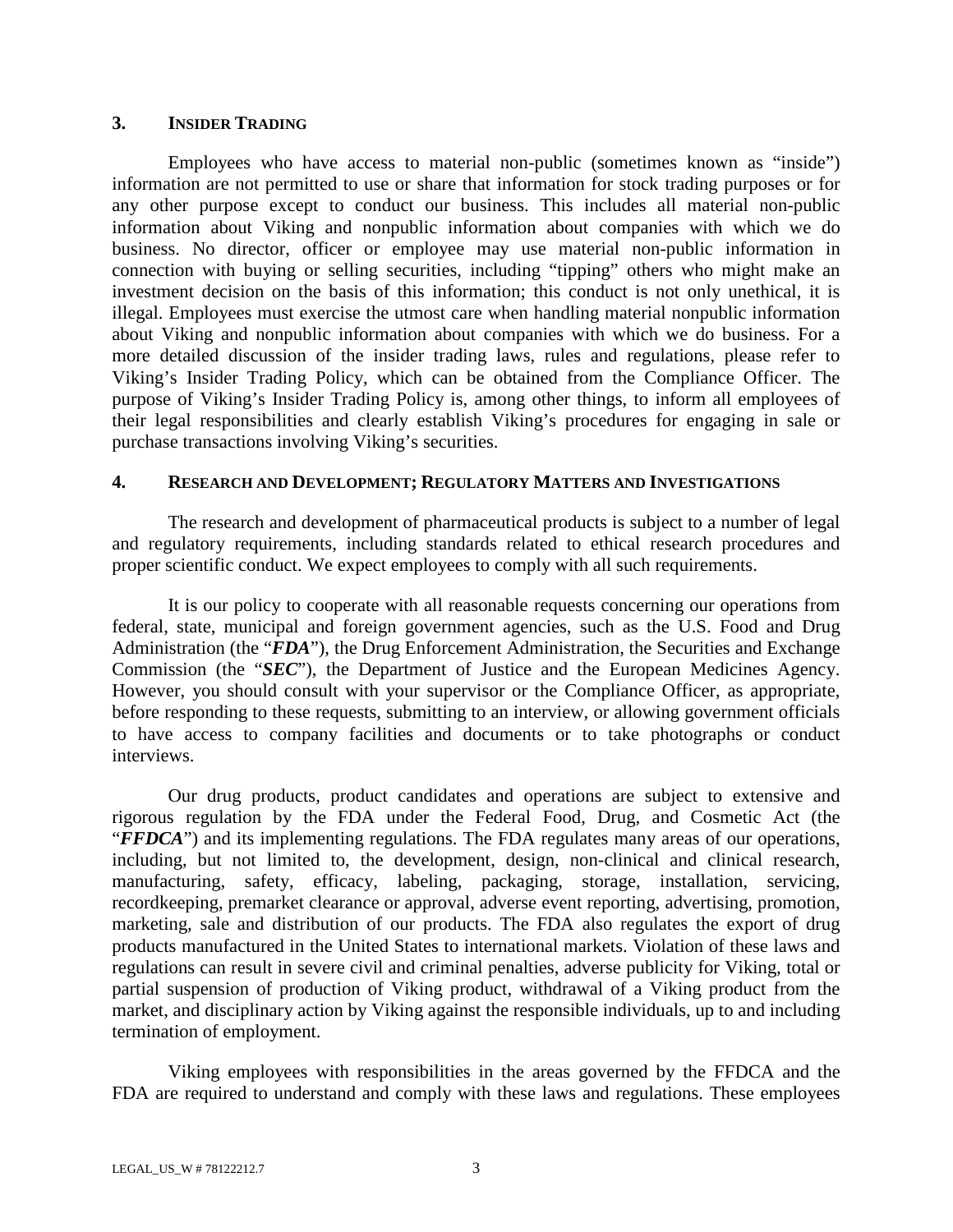## 3. INSIDER TRADING

Employees who have access to material non-public (sometimes known as "inside") information are not permitted to use or share that information for stock trading purposes or for any other purpose except to conduct our business. This includes all material non-public information about Viking and nonpublic information about companies with which we do business. No director, officer or employee may use material non-public information in connection with buying or selling securities, including "tipping" others who might make an investment decision on the basis of this information; this conduct is not only unethical, it is illegal. Employees must exercise the utmost care when handling material nonpublic information about Viking and nonpublic information about companies with which we do business. For a more detailed discussion of the insider trading laws, rules and regulations, please refer to Viking's Insider Trading Policy, which can be obtained from the Compliance Officer. The purpose of Viking's Insider Trading Policy is, among other things, to inform all employees of their legal responsibilities and clearly establish Viking's procedures for engaging in sale or purchase transactions involving Viking's securities.

## 4. RESEARCH AND DEVELOPMENT; REGULATORY MATTERS AND INVESTIGATIONS

The research and development of pharmaceutical products is subject to a number of legal and regulatory requirements, including standards related to ethical research procedures and proper scientific conduct. We expect employees to comply with all such requirements.

It is our policy to cooperate with all reasonable requests concerning our operations from federal, state, municipal and foreign government agencies, such as the U.S. Food and Drug Administration (the "***FDA***"), the Drug Enforcement Administration, the Securities and Exchange Commission (the "***SEC***"), the Department of Justice and the European Medicines Agency. However, you should consult with your supervisor or the Compliance Officer, as appropriate, before responding to these requests, submitting to an interview, or allowing government officials to have access to company facilities and documents or to take photographs or conduct interviews.

Our drug products, product candidates and operations are subject to extensive and rigorous regulation by the FDA under the Federal Food, Drug, and Cosmetic Act (the "***FFDCA***") and its implementing regulations. The FDA regulates many areas of our operations, including, but not limited to, the development, design, non-clinical and clinical research, manufacturing, safety, efficacy, labeling, packaging, storage, installation, servicing, recordkeeping, premarket clearance or approval, adverse event reporting, advertising, promotion, marketing, sale and distribution of our products. The FDA also regulates the export of drug products manufactured in the United States to international markets. Violation of these laws and regulations can result in severe civil and criminal penalties, adverse publicity for Viking, total or partial suspension of production of Viking product, withdrawal of a Viking product from the market, and disciplinary action by Viking against the responsible individuals, up to and including termination of employment.

Viking employees with responsibilities in the areas governed by the FFDCA and the FDA are required to understand and comply with these laws and regulations. These employees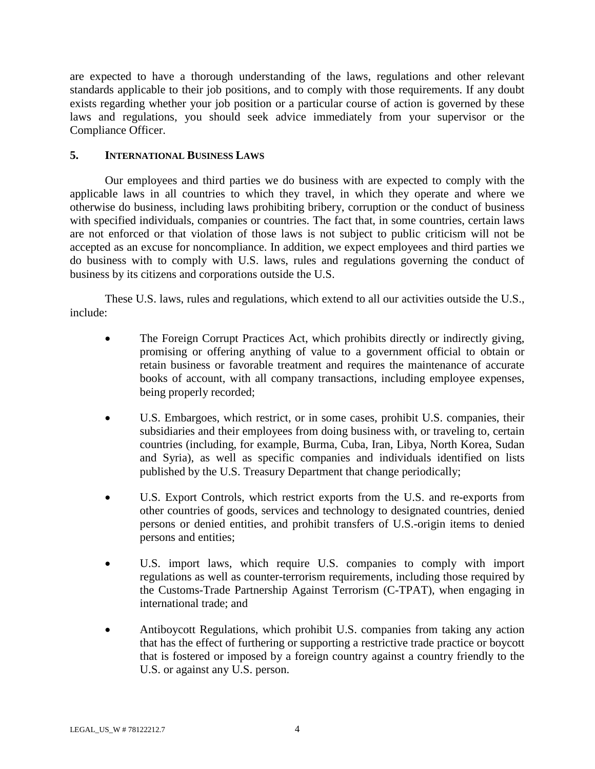are expected to have a thorough understanding of the laws, regulations and other relevant standards applicable to their job positions, and to comply with those requirements. If any doubt exists regarding whether your job position or a particular course of action is governed by these laws and regulations, you should seek advice immediately from your supervisor or the Compliance Officer.

## 5. INTERNATIONAL BUSINESS LAWS

Our employees and third parties we do business with are expected to comply with the applicable laws in all countries to which they travel, in which they operate and where we otherwise do business, including laws prohibiting bribery, corruption or the conduct of business with specified individuals, companies or countries. The fact that, in some countries, certain laws are not enforced or that violation of those laws is not subject to public criticism will not be accepted as an excuse for noncompliance. In addition, we expect employees and third parties we do business with to comply with U.S. laws, rules and regulations governing the conduct of business by its citizens and corporations outside the U.S.

These U.S. laws, rules and regulations, which extend to all our activities outside the U.S., include:

- The Foreign Corrupt Practices Act, which prohibits directly or indirectly giving, promising or offering anything of value to a government official to obtain or retain business or favorable treatment and requires the maintenance of accurate books of account, with all company transactions, including employee expenses, being properly recorded;

- U.S. Embargoes, which restrict, or in some cases, prohibit U.S. companies, their subsidiaries and their employees from doing business with, or traveling to, certain countries (including, for example, Burma, Cuba, Iran, Libya, North Korea, Sudan and Syria), as well as specific companies and individuals identified on lists published by the U.S. Treasury Department that change periodically;

- U.S. Export Controls, which restrict exports from the U.S. and re-exports from other countries of goods, services and technology to designated countries, denied persons or denied entities, and prohibit transfers of U.S.-origin items to denied persons and entities;

- U.S. import laws, which require U.S. companies to comply with import regulations as well as counter-terrorism requirements, including those required by the Customs-Trade Partnership Against Terrorism (C-TPAT), when engaging in international trade; and

- Antiboycott Regulations, which prohibit U.S. companies from taking any action that has the effect of furthering or supporting a restrictive trade practice or boycott that is fostered or imposed by a foreign country against a country friendly to the U.S. or against any U.S. person.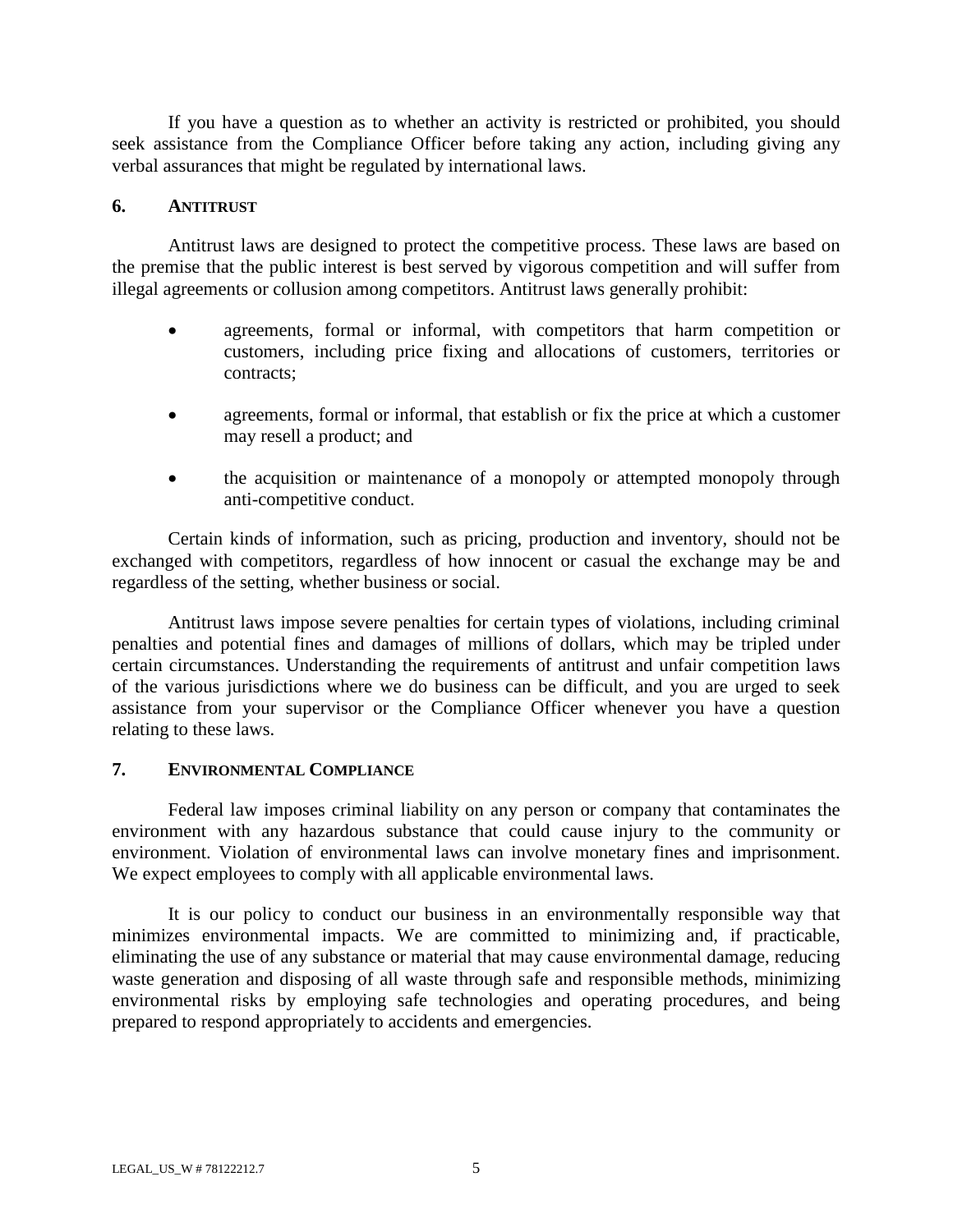If you have a question as to whether an activity is restricted or prohibited, you should seek assistance from the Compliance Officer before taking any action, including giving any verbal assurances that might be regulated by international laws.

## 6. ANTITRUST

Antitrust laws are designed to protect the competitive process. These laws are based on the premise that the public interest is best served by vigorous competition and will suffer from illegal agreements or collusion among competitors. Antitrust laws generally prohibit:

- agreements, formal or informal, with competitors that harm competition or customers, including price fixing and allocations of customers, territories or contracts;
- agreements, formal or informal, that establish or fix the price at which a customer may resell a product; and
- the acquisition or maintenance of a monopoly or attempted monopoly through anti-competitive conduct.

Certain kinds of information, such as pricing, production and inventory, should not be exchanged with competitors, regardless of how innocent or casual the exchange may be and regardless of the setting, whether business or social.

Antitrust laws impose severe penalties for certain types of violations, including criminal penalties and potential fines and damages of millions of dollars, which may be tripled under certain circumstances. Understanding the requirements of antitrust and unfair competition laws of the various jurisdictions where we do business can be difficult, and you are urged to seek assistance from your supervisor or the Compliance Officer whenever you have a question relating to these laws.

## 7. ENVIRONMENTAL COMPLIANCE

Federal law imposes criminal liability on any person or company that contaminates the environment with any hazardous substance that could cause injury to the community or environment. Violation of environmental laws can involve monetary fines and imprisonment. We expect employees to comply with all applicable environmental laws.

It is our policy to conduct our business in an environmentally responsible way that minimizes environmental impacts. We are committed to minimizing and, if practicable, eliminating the use of any substance or material that may cause environmental damage, reducing waste generation and disposing of all waste through safe and responsible methods, minimizing environmental risks by employing safe technologies and operating procedures, and being prepared to respond appropriately to accidents and emergencies.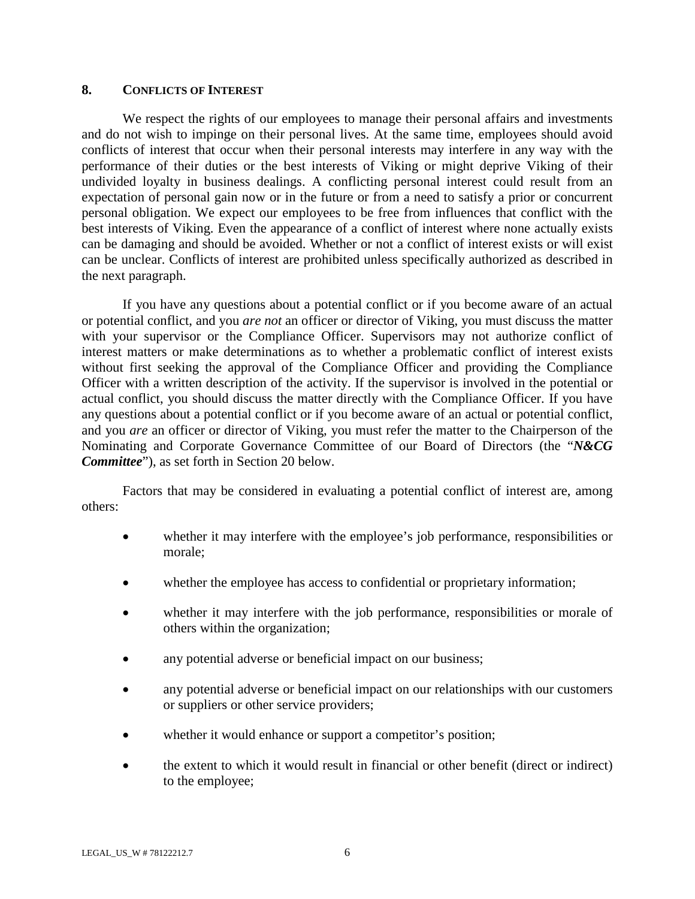## 8. CONFLICTS OF INTEREST

We respect the rights of our employees to manage their personal affairs and investments and do not wish to impinge on their personal lives. At the same time, employees should avoid conflicts of interest that occur when their personal interests may interfere in any way with the performance of their duties or the best interests of Viking or might deprive Viking of their undivided loyalty in business dealings. A conflicting personal interest could result from an expectation of personal gain now or in the future or from a need to satisfy a prior or concurrent personal obligation. We expect our employees to be free from influences that conflict with the best interests of Viking. Even the appearance of a conflict of interest where none actually exists can be damaging and should be avoided. Whether or not a conflict of interest exists or will exist can be unclear. Conflicts of interest are prohibited unless specifically authorized as described in the next paragraph.

If you have any questions about a potential conflict or if you become aware of an actual or potential conflict, and you *are not* an officer or director of Viking, you must discuss the matter with your supervisor or the Compliance Officer. Supervisors may not authorize conflict of interest matters or make determinations as to whether a problematic conflict of interest exists without first seeking the approval of the Compliance Officer and providing the Compliance Officer with a written description of the activity. If the supervisor is involved in the potential or actual conflict, you should discuss the matter directly with the Compliance Officer. If you have any questions about a potential conflict or if you become aware of an actual or potential conflict, and you *are* an officer or director of Viking, you must refer the matter to the Chairperson of the Nominating and Corporate Governance Committee of our Board of Directors (the "***N&CG Committee***"), as set forth in Section 20 below.

Factors that may be considered in evaluating a potential conflict of interest are, among others:

- whether it may interfere with the employee's job performance, responsibilities or morale;
- whether the employee has access to confidential or proprietary information;
- whether it may interfere with the job performance, responsibilities or morale of others within the organization;
- any potential adverse or beneficial impact on our business;
- any potential adverse or beneficial impact on our relationships with our customers or suppliers or other service providers;
- whether it would enhance or support a competitor's position;
- the extent to which it would result in financial or other benefit (direct or indirect) to the employee;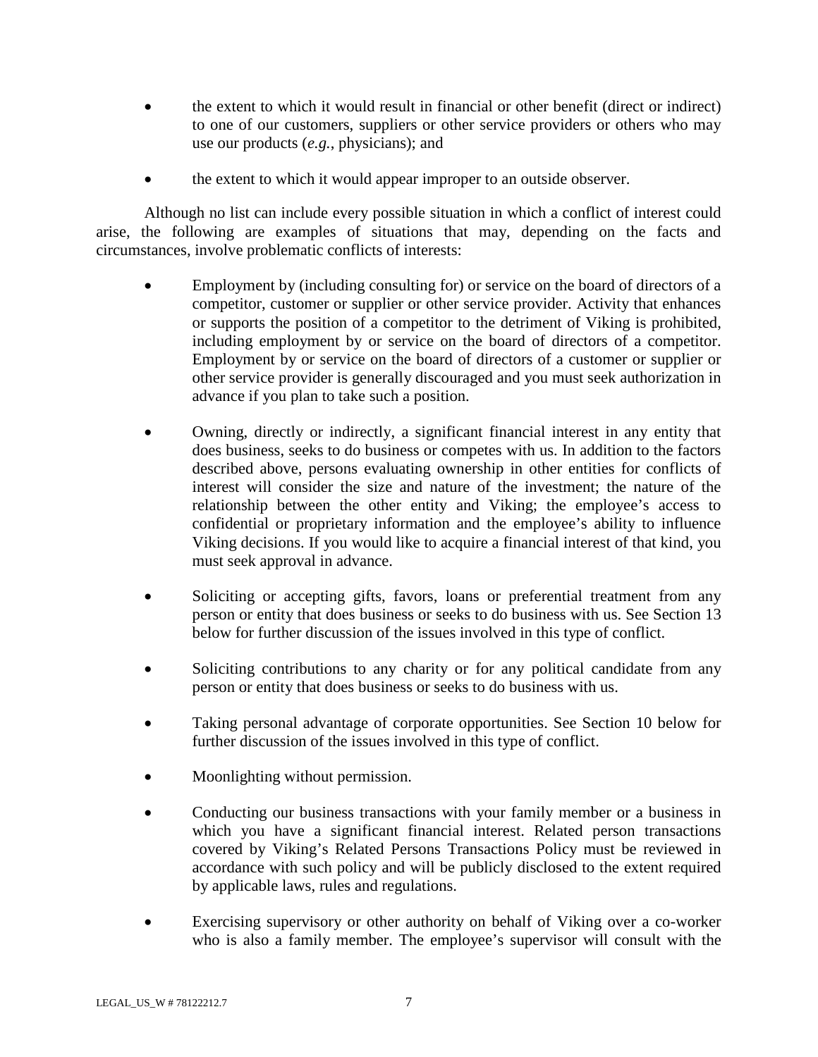- the extent to which it would result in financial or other benefit (direct or indirect) to one of our customers, suppliers or other service providers or others who may use our products (*e.g.*, physicians); and

- the extent to which it would appear improper to an outside observer.

Although no list can include every possible situation in which a conflict of interest could arise, the following are examples of situations that may, depending on the facts and circumstances, involve problematic conflicts of interests:

- Employment by (including consulting for) or service on the board of directors of a competitor, customer or supplier or other service provider. Activity that enhances or supports the position of a competitor to the detriment of Viking is prohibited, including employment by or service on the board of directors of a competitor. Employment by or service on the board of directors of a customer or supplier or other service provider is generally discouraged and you must seek authorization in advance if you plan to take such a position.

- Owning, directly or indirectly, a significant financial interest in any entity that does business, seeks to do business or competes with us. In addition to the factors described above, persons evaluating ownership in other entities for conflicts of interest will consider the size and nature of the investment; the nature of the relationship between the other entity and Viking; the employee's access to confidential or proprietary information and the employee's ability to influence Viking decisions. If you would like to acquire a financial interest of that kind, you must seek approval in advance.

- Soliciting or accepting gifts, favors, loans or preferential treatment from any person or entity that does business or seeks to do business with us. See Section 13 below for further discussion of the issues involved in this type of conflict.

- Soliciting contributions to any charity or for any political candidate from any person or entity that does business or seeks to do business with us.

- Taking personal advantage of corporate opportunities. See Section 10 below for further discussion of the issues involved in this type of conflict.

- Moonlighting without permission.

- Conducting our business transactions with your family member or a business in which you have a significant financial interest. Related person transactions covered by Viking's Related Persons Transactions Policy must be reviewed in accordance with such policy and will be publicly disclosed to the extent required by applicable laws, rules and regulations.

- Exercising supervisory or other authority on behalf of Viking over a co-worker who is also a family member. The employee's supervisor will consult with the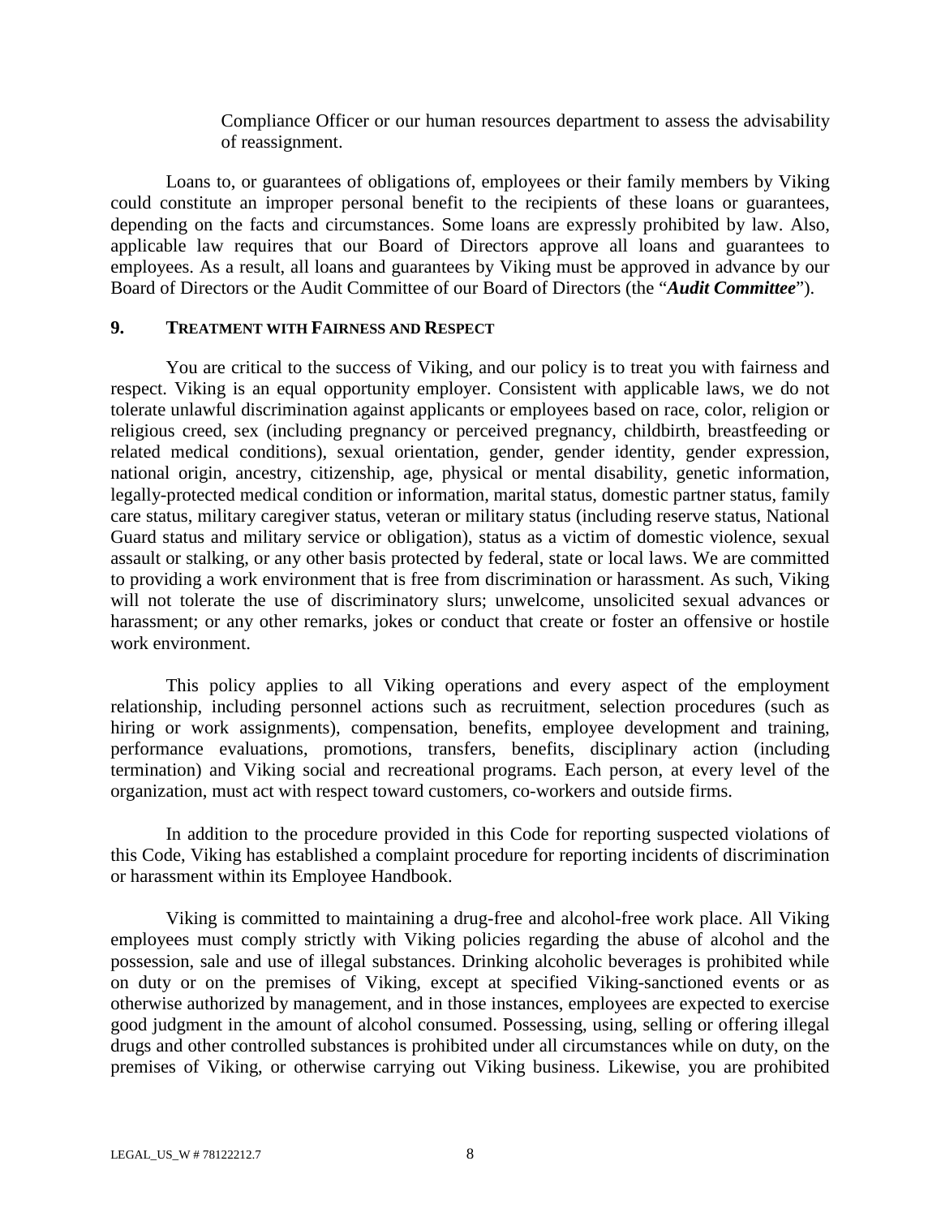Compliance Officer or our human resources department to assess the advisability of reassignment.

Loans to, or guarantees of obligations of, employees or their family members by Viking could constitute an improper personal benefit to the recipients of these loans or guarantees, depending on the facts and circumstances. Some loans are expressly prohibited by law. Also, applicable law requires that our Board of Directors approve all loans and guarantees to employees. As a result, all loans and guarantees by Viking must be approved in advance by our Board of Directors or the Audit Committee of our Board of Directors (the "***Audit Committee***").

## 9. TREATMENT WITH FAIRNESS AND RESPECT

You are critical to the success of Viking, and our policy is to treat you with fairness and respect. Viking is an equal opportunity employer. Consistent with applicable laws, we do not tolerate unlawful discrimination against applicants or employees based on race, color, religion or religious creed, sex (including pregnancy or perceived pregnancy, childbirth, breastfeeding or related medical conditions), sexual orientation, gender, gender identity, gender expression, national origin, ancestry, citizenship, age, physical or mental disability, genetic information, legally-protected medical condition or information, marital status, domestic partner status, family care status, military caregiver status, veteran or military status (including reserve status, National Guard status and military service or obligation), status as a victim of domestic violence, sexual assault or stalking, or any other basis protected by federal, state or local laws. We are committed to providing a work environment that is free from discrimination or harassment. As such, Viking will not tolerate the use of discriminatory slurs; unwelcome, unsolicited sexual advances or harassment; or any other remarks, jokes or conduct that create or foster an offensive or hostile work environment.

This policy applies to all Viking operations and every aspect of the employment relationship, including personnel actions such as recruitment, selection procedures (such as hiring or work assignments), compensation, benefits, employee development and training, performance evaluations, promotions, transfers, benefits, disciplinary action (including termination) and Viking social and recreational programs. Each person, at every level of the organization, must act with respect toward customers, co-workers and outside firms.

In addition to the procedure provided in this Code for reporting suspected violations of this Code, Viking has established a complaint procedure for reporting incidents of discrimination or harassment within its Employee Handbook.

Viking is committed to maintaining a drug-free and alcohol-free work place. All Viking employees must comply strictly with Viking policies regarding the abuse of alcohol and the possession, sale and use of illegal substances. Drinking alcoholic beverages is prohibited while on duty or on the premises of Viking, except at specified Viking-sanctioned events or as otherwise authorized by management, and in those instances, employees are expected to exercise good judgment in the amount of alcohol consumed. Possessing, using, selling or offering illegal drugs and other controlled substances is prohibited under all circumstances while on duty, on the premises of Viking, or otherwise carrying out Viking business. Likewise, you are prohibited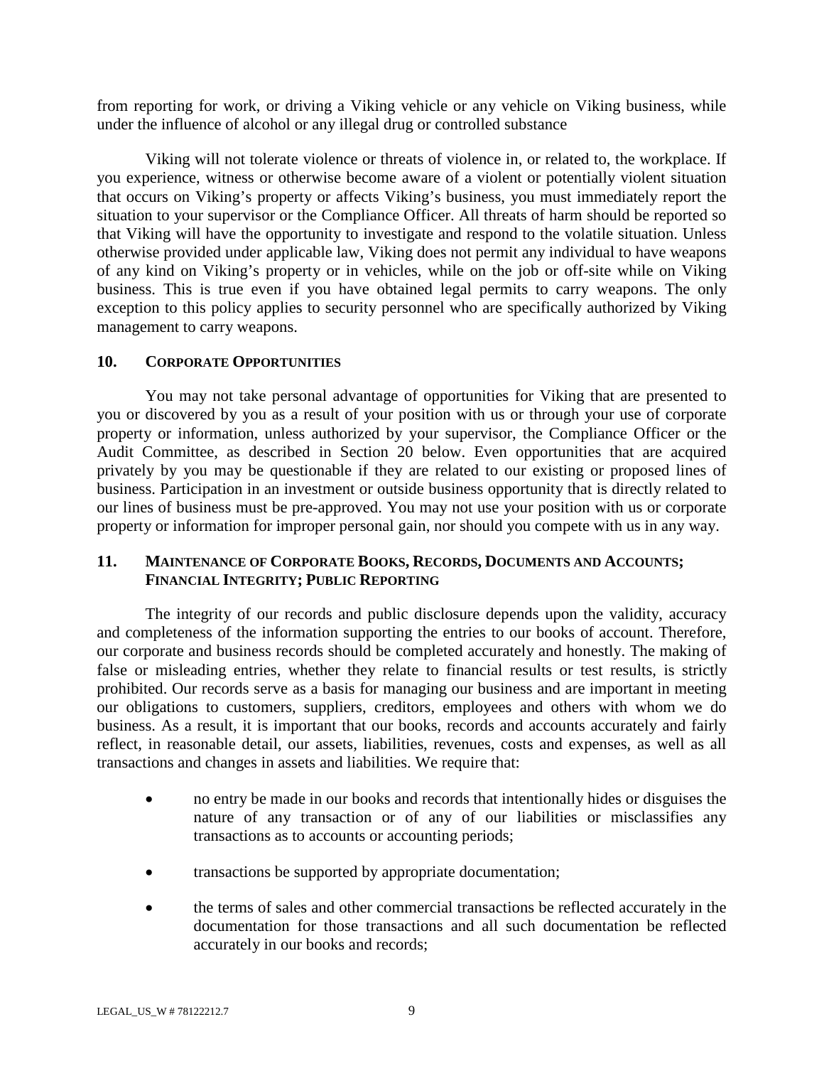from reporting for work, or driving a Viking vehicle or any vehicle on Viking business, while under the influence of alcohol or any illegal drug or controlled substance

Viking will not tolerate violence or threats of violence in, or related to, the workplace. If you experience, witness or otherwise become aware of a violent or potentially violent situation that occurs on Viking's property or affects Viking's business, you must immediately report the situation to your supervisor or the Compliance Officer. All threats of harm should be reported so that Viking will have the opportunity to investigate and respond to the volatile situation. Unless otherwise provided under applicable law, Viking does not permit any individual to have weapons of any kind on Viking's property or in vehicles, while on the job or off-site while on Viking business. This is true even if you have obtained legal permits to carry weapons. The only exception to this policy applies to security personnel who are specifically authorized by Viking management to carry weapons.

## 10. Corporate Opportunities

You may not take personal advantage of opportunities for Viking that are presented to you or discovered by you as a result of your position with us or through your use of corporate property or information, unless authorized by your supervisor, the Compliance Officer or the Audit Committee, as described in Section 20 below. Even opportunities that are acquired privately by you may be questionable if they are related to our existing or proposed lines of business. Participation in an investment or outside business opportunity that is directly related to our lines of business must be pre-approved. You may not use your position with us or corporate property or information for improper personal gain, nor should you compete with us in any way.

## 11. Maintenance of Corporate Books, Records, Documents and Accounts; Financial Integrity; Public Reporting

The integrity of our records and public disclosure depends upon the validity, accuracy and completeness of the information supporting the entries to our books of account. Therefore, our corporate and business records should be completed accurately and honestly. The making of false or misleading entries, whether they relate to financial results or test results, is strictly prohibited. Our records serve as a basis for managing our business and are important in meeting our obligations to customers, suppliers, creditors, employees and others with whom we do business. As a result, it is important that our books, records and accounts accurately and fairly reflect, in reasonable detail, our assets, liabilities, revenues, costs and expenses, as well as all transactions and changes in assets and liabilities. We require that:

- no entry be made in our books and records that intentionally hides or disguises the nature of any transaction or of any of our liabilities or misclassifies any transactions as to accounts or accounting periods;
- transactions be supported by appropriate documentation;
- the terms of sales and other commercial transactions be reflected accurately in the documentation for those transactions and all such documentation be reflected accurately in our books and records;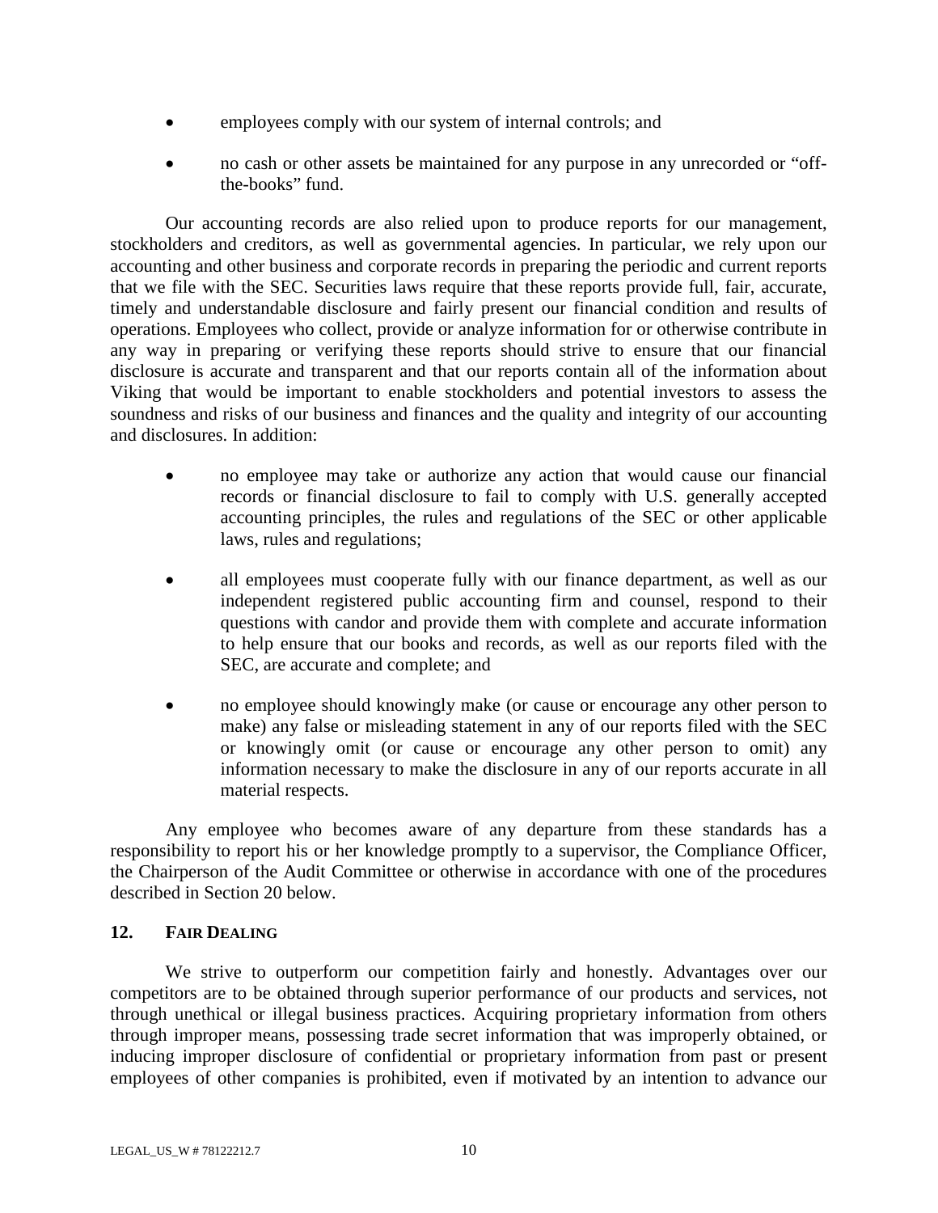- employees comply with our system of internal controls; and
- no cash or other assets be maintained for any purpose in any unrecorded or "off-the-books" fund.

Our accounting records are also relied upon to produce reports for our management, stockholders and creditors, as well as governmental agencies. In particular, we rely upon our accounting and other business and corporate records in preparing the periodic and current reports that we file with the SEC. Securities laws require that these reports provide full, fair, accurate, timely and understandable disclosure and fairly present our financial condition and results of operations. Employees who collect, provide or analyze information for or otherwise contribute in any way in preparing or verifying these reports should strive to ensure that our financial disclosure is accurate and transparent and that our reports contain all of the information about Viking that would be important to enable stockholders and potential investors to assess the soundness and risks of our business and finances and the quality and integrity of our accounting and disclosures. In addition:

- no employee may take or authorize any action that would cause our financial records or financial disclosure to fail to comply with U.S. generally accepted accounting principles, the rules and regulations of the SEC or other applicable laws, rules and regulations;
- all employees must cooperate fully with our finance department, as well as our independent registered public accounting firm and counsel, respond to their questions with candor and provide them with complete and accurate information to help ensure that our books and records, as well as our reports filed with the SEC, are accurate and complete; and
- no employee should knowingly make (or cause or encourage any other person to make) any false or misleading statement in any of our reports filed with the SEC or knowingly omit (or cause or encourage any other person to omit) any information necessary to make the disclosure in any of our reports accurate in all material respects.

Any employee who becomes aware of any departure from these standards has a responsibility to report his or her knowledge promptly to a supervisor, the Compliance Officer, the Chairperson of the Audit Committee or otherwise in accordance with one of the procedures described in Section 20 below.

## 12. FAIR DEALING

We strive to outperform our competition fairly and honestly. Advantages over our competitors are to be obtained through superior performance of our products and services, not through unethical or illegal business practices. Acquiring proprietary information from others through improper means, possessing trade secret information that was improperly obtained, or inducing improper disclosure of confidential or proprietary information from past or present employees of other companies is prohibited, even if motivated by an intention to advance our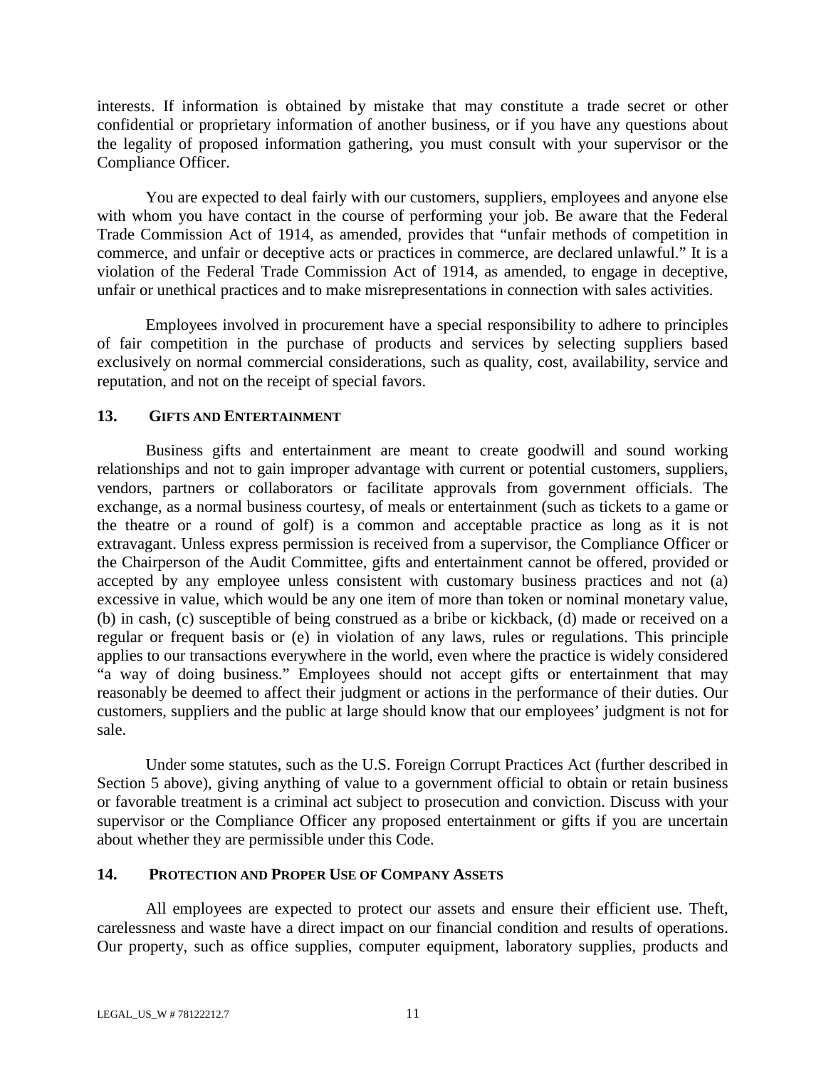interests. If information is obtained by mistake that may constitute a trade secret or other confidential or proprietary information of another business, or if you have any questions about the legality of proposed information gathering, you must consult with your supervisor or the Compliance Officer.

You are expected to deal fairly with our customers, suppliers, employees and anyone else with whom you have contact in the course of performing your job. Be aware that the Federal Trade Commission Act of 1914, as amended, provides that "unfair methods of competition in commerce, and unfair or deceptive acts or practices in commerce, are declared unlawful." It is a violation of the Federal Trade Commission Act of 1914, as amended, to engage in deceptive, unfair or unethical practices and to make misrepresentations in connection with sales activities.

Employees involved in procurement have a special responsibility to adhere to principles of fair competition in the purchase of products and services by selecting suppliers based exclusively on normal commercial considerations, such as quality, cost, availability, service and reputation, and not on the receipt of special favors.

## 13. GIFTS AND ENTERTAINMENT

Business gifts and entertainment are meant to create goodwill and sound working relationships and not to gain improper advantage with current or potential customers, suppliers, vendors, partners or collaborators or facilitate approvals from government officials. The exchange, as a normal business courtesy, of meals or entertainment (such as tickets to a game or the theatre or a round of golf) is a common and acceptable practice as long as it is not extravagant. Unless express permission is received from a supervisor, the Compliance Officer or the Chairperson of the Audit Committee, gifts and entertainment cannot be offered, provided or accepted by any employee unless consistent with customary business practices and not (a) excessive in value, which would be any one item of more than token or nominal monetary value, (b) in cash, (c) susceptible of being construed as a bribe or kickback, (d) made or received on a regular or frequent basis or (e) in violation of any laws, rules or regulations. This principle applies to our transactions everywhere in the world, even where the practice is widely considered "a way of doing business." Employees should not accept gifts or entertainment that may reasonably be deemed to affect their judgment or actions in the performance of their duties. Our customers, suppliers and the public at large should know that our employees' judgment is not for sale.

Under some statutes, such as the U.S. Foreign Corrupt Practices Act (further described in Section 5 above), giving anything of value to a government official to obtain or retain business or favorable treatment is a criminal act subject to prosecution and conviction. Discuss with your supervisor or the Compliance Officer any proposed entertainment or gifts if you are uncertain about whether they are permissible under this Code.

## 14. PROTECTION AND PROPER USE OF COMPANY ASSETS

All employees are expected to protect our assets and ensure their efficient use. Theft, carelessness and waste have a direct impact on our financial condition and results of operations. Our property, such as office supplies, computer equipment, laboratory supplies, products and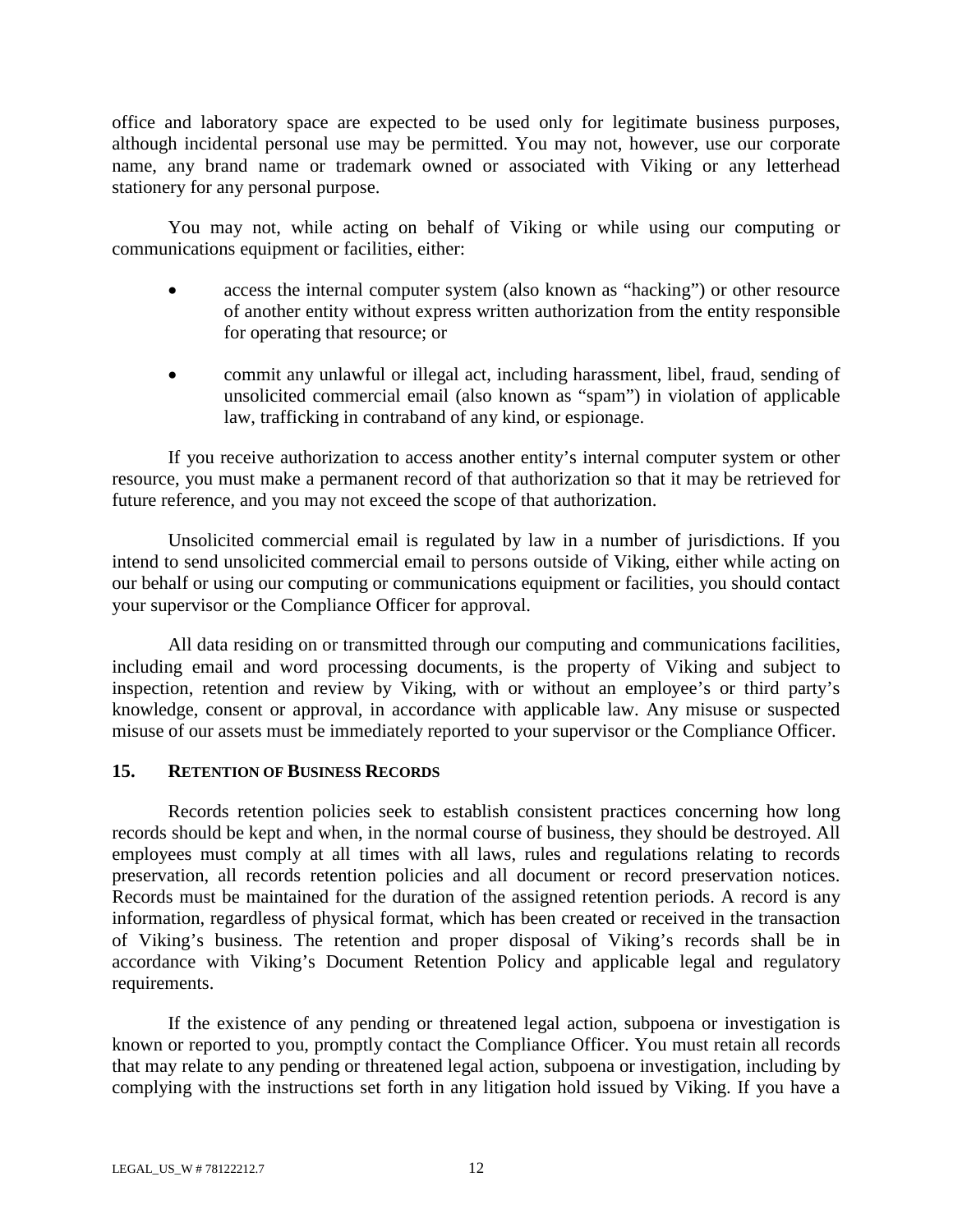office and laboratory space are expected to be used only for legitimate business purposes, although incidental personal use may be permitted. You may not, however, use our corporate name, any brand name or trademark owned or associated with Viking or any letterhead stationery for any personal purpose.

You may not, while acting on behalf of Viking or while using our computing or communications equipment or facilities, either:

- access the internal computer system (also known as "hacking") or other resource of another entity without express written authorization from the entity responsible for operating that resource; or
- commit any unlawful or illegal act, including harassment, libel, fraud, sending of unsolicited commercial email (also known as "spam") in violation of applicable law, trafficking in contraband of any kind, or espionage.

If you receive authorization to access another entity's internal computer system or other resource, you must make a permanent record of that authorization so that it may be retrieved for future reference, and you may not exceed the scope of that authorization.

Unsolicited commercial email is regulated by law in a number of jurisdictions. If you intend to send unsolicited commercial email to persons outside of Viking, either while acting on our behalf or using our computing or communications equipment or facilities, you should contact your supervisor or the Compliance Officer for approval.

All data residing on or transmitted through our computing and communications facilities, including email and word processing documents, is the property of Viking and subject to inspection, retention and review by Viking, with or without an employee's or third party's knowledge, consent or approval, in accordance with applicable law. Any misuse or suspected misuse of our assets must be immediately reported to your supervisor or the Compliance Officer.

## 15. RETENTION OF BUSINESS RECORDS

Records retention policies seek to establish consistent practices concerning how long records should be kept and when, in the normal course of business, they should be destroyed. All employees must comply at all times with all laws, rules and regulations relating to records preservation, all records retention policies and all document or record preservation notices. Records must be maintained for the duration of the assigned retention periods. A record is any information, regardless of physical format, which has been created or received in the transaction of Viking's business. The retention and proper disposal of Viking's records shall be in accordance with Viking's Document Retention Policy and applicable legal and regulatory requirements.

If the existence of any pending or threatened legal action, subpoena or investigation is known or reported to you, promptly contact the Compliance Officer. You must retain all records that may relate to any pending or threatened legal action, subpoena or investigation, including by complying with the instructions set forth in any litigation hold issued by Viking. If you have a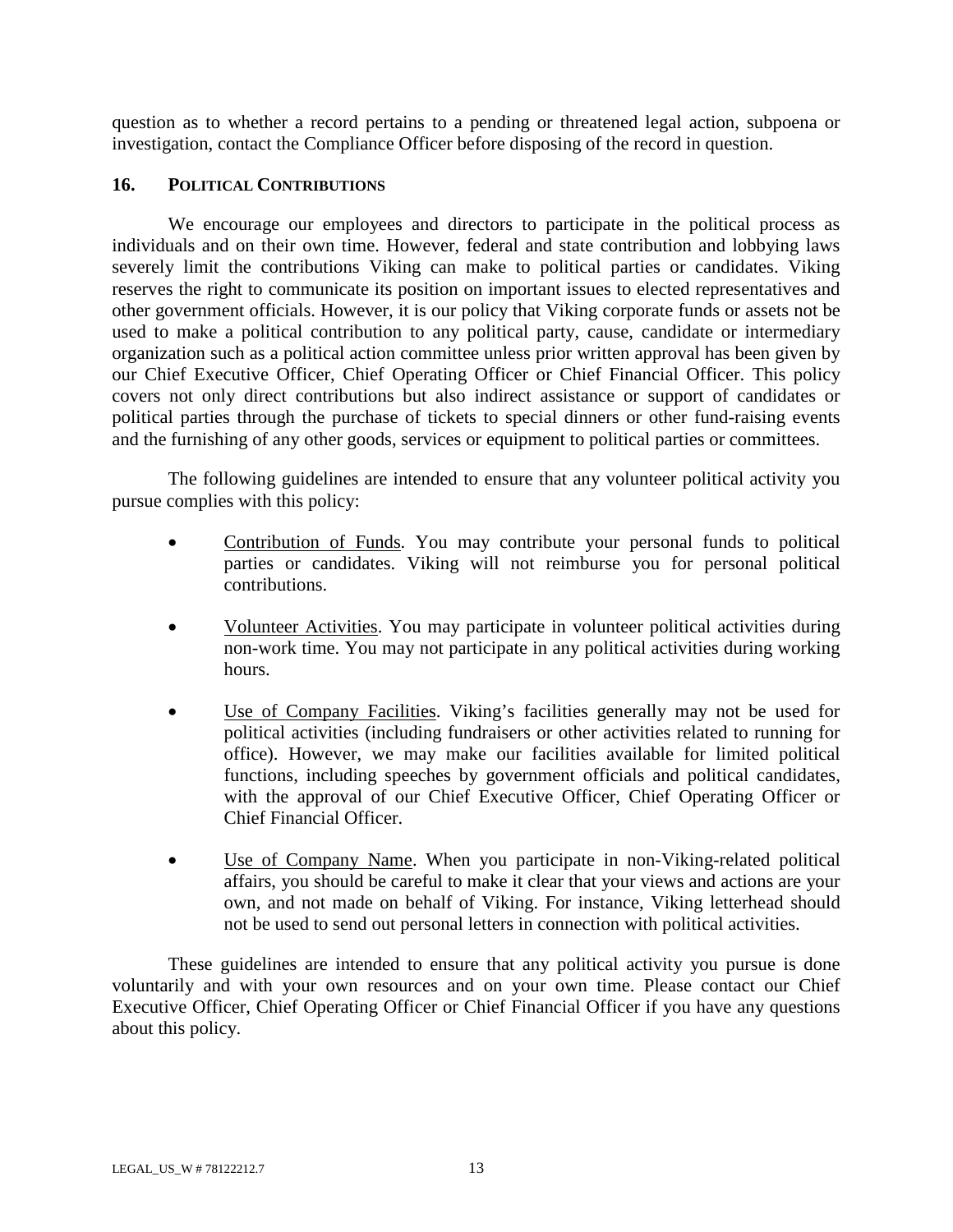question as to whether a record pertains to a pending or threatened legal action, subpoena or investigation, contact the Compliance Officer before disposing of the record in question.

## 16. POLITICAL CONTRIBUTIONS

We encourage our employees and directors to participate in the political process as individuals and on their own time. However, federal and state contribution and lobbying laws severely limit the contributions Viking can make to political parties or candidates. Viking reserves the right to communicate its position on important issues to elected representatives and other government officials. However, it is our policy that Viking corporate funds or assets not be used to make a political contribution to any political party, cause, candidate or intermediary organization such as a political action committee unless prior written approval has been given by our Chief Executive Officer, Chief Operating Officer or Chief Financial Officer. This policy covers not only direct contributions but also indirect assistance or support of candidates or political parties through the purchase of tickets to special dinners or other fund-raising events and the furnishing of any other goods, services or equipment to political parties or committees.

The following guidelines are intended to ensure that any volunteer political activity you pursue complies with this policy:

- Contribution of Funds. You may contribute your personal funds to political parties or candidates. Viking will not reimburse you for personal political contributions.
- Volunteer Activities. You may participate in volunteer political activities during non-work time. You may not participate in any political activities during working hours.
- Use of Company Facilities. Viking's facilities generally may not be used for political activities (including fundraisers or other activities related to running for office). However, we may make our facilities available for limited political functions, including speeches by government officials and political candidates, with the approval of our Chief Executive Officer, Chief Operating Officer or Chief Financial Officer.
- Use of Company Name. When you participate in non-Viking-related political affairs, you should be careful to make it clear that your views and actions are your own, and not made on behalf of Viking. For instance, Viking letterhead should not be used to send out personal letters in connection with political activities.

These guidelines are intended to ensure that any political activity you pursue is done voluntarily and with your own resources and on your own time. Please contact our Chief Executive Officer, Chief Operating Officer or Chief Financial Officer if you have any questions about this policy.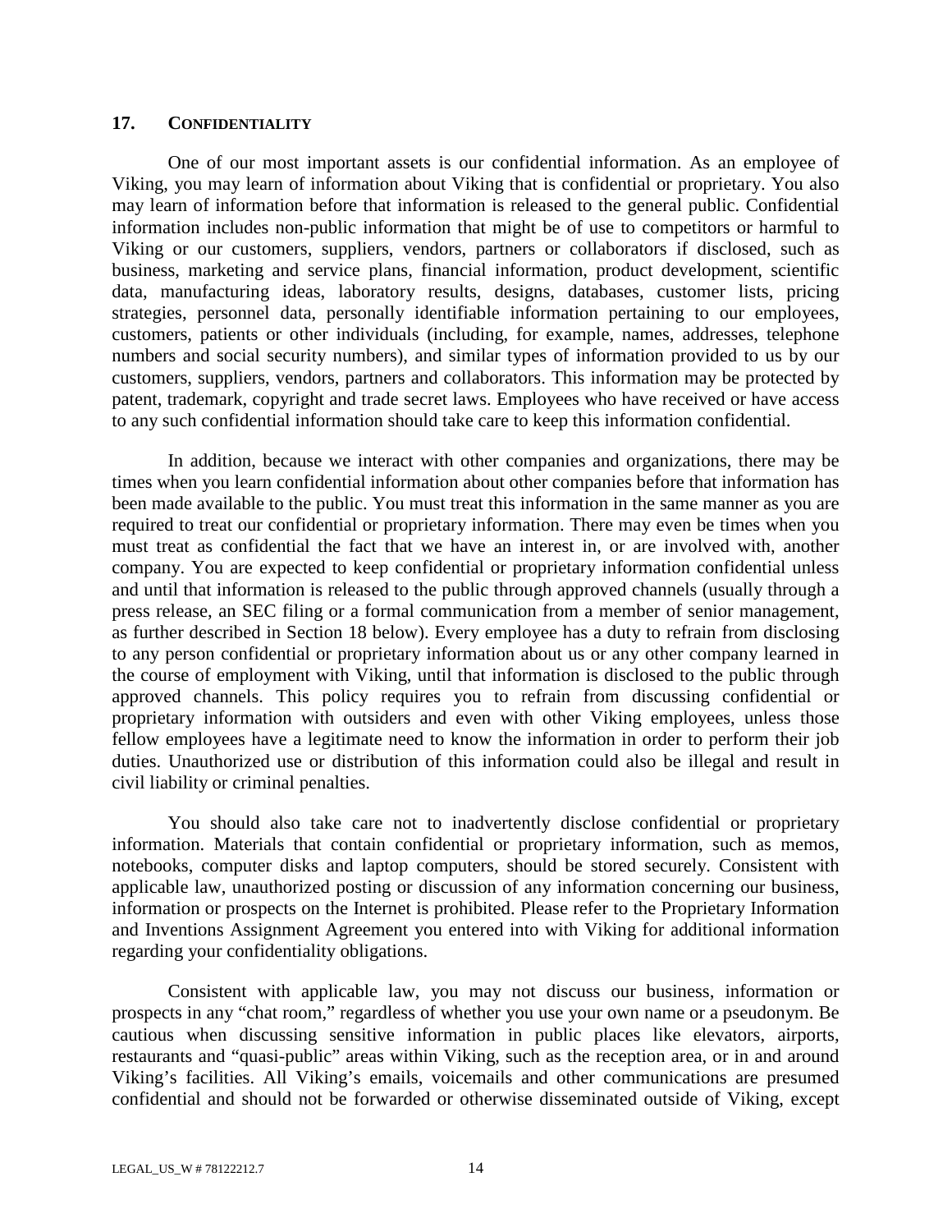## 17. CONFIDENTIALITY

One of our most important assets is our confidential information. As an employee of Viking, you may learn of information about Viking that is confidential or proprietary. You also may learn of information before that information is released to the general public. Confidential information includes non-public information that might be of use to competitors or harmful to Viking or our customers, suppliers, vendors, partners or collaborators if disclosed, such as business, marketing and service plans, financial information, product development, scientific data, manufacturing ideas, laboratory results, designs, databases, customer lists, pricing strategies, personnel data, personally identifiable information pertaining to our employees, customers, patients or other individuals (including, for example, names, addresses, telephone numbers and social security numbers), and similar types of information provided to us by our customers, suppliers, vendors, partners and collaborators. This information may be protected by patent, trademark, copyright and trade secret laws. Employees who have received or have access to any such confidential information should take care to keep this information confidential.

In addition, because we interact with other companies and organizations, there may be times when you learn confidential information about other companies before that information has been made available to the public. You must treat this information in the same manner as you are required to treat our confidential or proprietary information. There may even be times when you must treat as confidential the fact that we have an interest in, or are involved with, another company. You are expected to keep confidential or proprietary information confidential unless and until that information is released to the public through approved channels (usually through a press release, an SEC filing or a formal communication from a member of senior management, as further described in Section 18 below). Every employee has a duty to refrain from disclosing to any person confidential or proprietary information about us or any other company learned in the course of employment with Viking, until that information is disclosed to the public through approved channels. This policy requires you to refrain from discussing confidential or proprietary information with outsiders and even with other Viking employees, unless those fellow employees have a legitimate need to know the information in order to perform their job duties. Unauthorized use or distribution of this information could also be illegal and result in civil liability or criminal penalties.

You should also take care not to inadvertently disclose confidential or proprietary information. Materials that contain confidential or proprietary information, such as memos, notebooks, computer disks and laptop computers, should be stored securely. Consistent with applicable law, unauthorized posting or discussion of any information concerning our business, information or prospects on the Internet is prohibited. Please refer to the Proprietary Information and Inventions Assignment Agreement you entered into with Viking for additional information regarding your confidentiality obligations.

Consistent with applicable law, you may not discuss our business, information or prospects in any "chat room," regardless of whether you use your own name or a pseudonym. Be cautious when discussing sensitive information in public places like elevators, airports, restaurants and "quasi-public" areas within Viking, such as the reception area, or in and around Viking's facilities. All Viking's emails, voicemails and other communications are presumed confidential and should not be forwarded or otherwise disseminated outside of Viking, except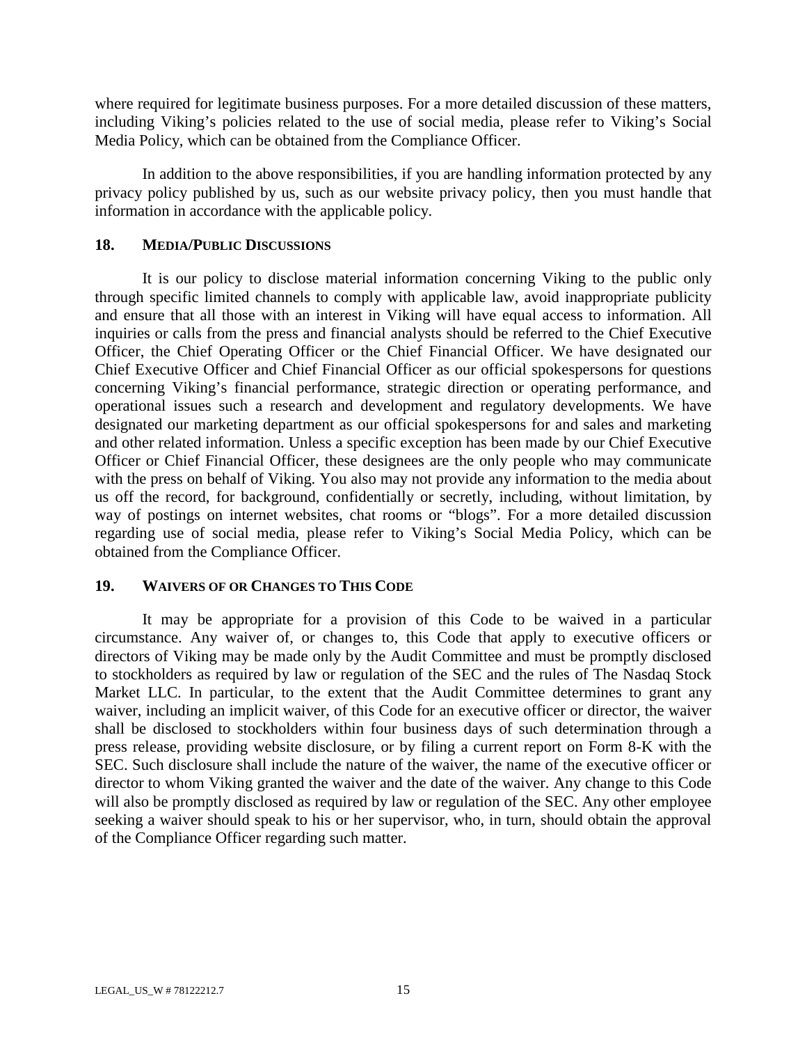where required for legitimate business purposes. For a more detailed discussion of these matters, including Viking's policies related to the use of social media, please refer to Viking's Social Media Policy, which can be obtained from the Compliance Officer.

In addition to the above responsibilities, if you are handling information protected by any privacy policy published by us, such as our website privacy policy, then you must handle that information in accordance with the applicable policy.

## 18. MEDIA/PUBLIC DISCUSSIONS

It is our policy to disclose material information concerning Viking to the public only through specific limited channels to comply with applicable law, avoid inappropriate publicity and ensure that all those with an interest in Viking will have equal access to information. All inquiries or calls from the press and financial analysts should be referred to the Chief Executive Officer, the Chief Operating Officer or the Chief Financial Officer. We have designated our Chief Executive Officer and Chief Financial Officer as our official spokespersons for questions concerning Viking's financial performance, strategic direction or operating performance, and operational issues such a research and development and regulatory developments. We have designated our marketing department as our official spokespersons for and sales and marketing and other related information. Unless a specific exception has been made by our Chief Executive Officer or Chief Financial Officer, these designees are the only people who may communicate with the press on behalf of Viking. You also may not provide any information to the media about us off the record, for background, confidentially or secretly, including, without limitation, by way of postings on internet websites, chat rooms or "blogs". For a more detailed discussion regarding use of social media, please refer to Viking's Social Media Policy, which can be obtained from the Compliance Officer.

## 19. WAIVERS OF OR CHANGES TO THIS CODE

It may be appropriate for a provision of this Code to be waived in a particular circumstance. Any waiver of, or changes to, this Code that apply to executive officers or directors of Viking may be made only by the Audit Committee and must be promptly disclosed to stockholders as required by law or regulation of the SEC and the rules of The Nasdaq Stock Market LLC. In particular, to the extent that the Audit Committee determines to grant any waiver, including an implicit waiver, of this Code for an executive officer or director, the waiver shall be disclosed to stockholders within four business days of such determination through a press release, providing website disclosure, or by filing a current report on Form 8-K with the SEC. Such disclosure shall include the nature of the waiver, the name of the executive officer or director to whom Viking granted the waiver and the date of the waiver. Any change to this Code will also be promptly disclosed as required by law or regulation of the SEC. Any other employee seeking a waiver should speak to his or her supervisor, who, in turn, should obtain the approval of the Compliance Officer regarding such matter.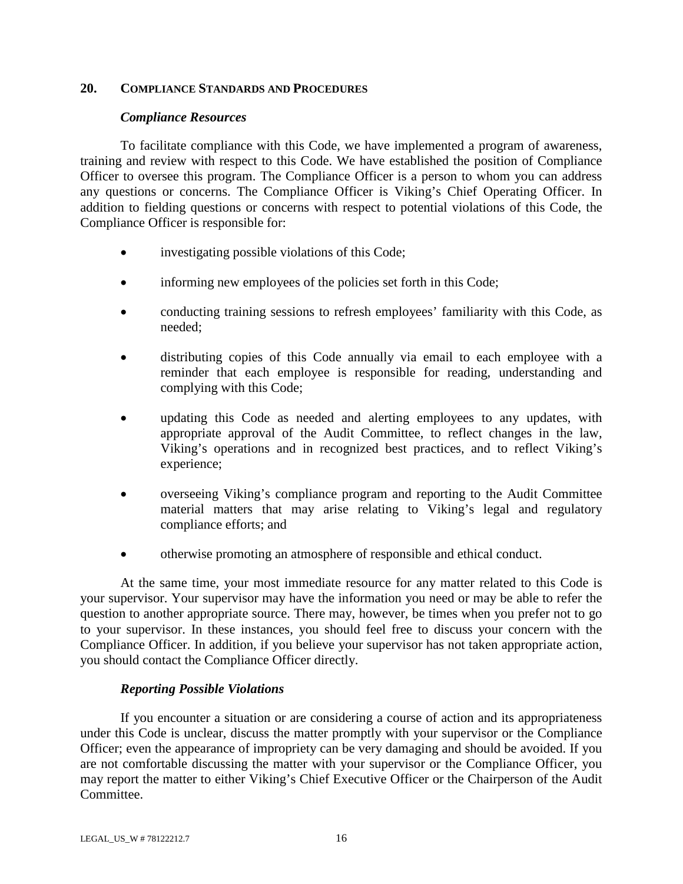## 20. COMPLIANCE STANDARDS AND PROCEDURES

***Compliance Resources***

To facilitate compliance with this Code, we have implemented a program of awareness, training and review with respect to this Code. We have established the position of Compliance Officer to oversee this program. The Compliance Officer is a person to whom you can address any questions or concerns. The Compliance Officer is Viking's Chief Operating Officer. In addition to fielding questions or concerns with respect to potential violations of this Code, the Compliance Officer is responsible for:

- investigating possible violations of this Code;
- informing new employees of the policies set forth in this Code;
- conducting training sessions to refresh employees' familiarity with this Code, as needed;
- distributing copies of this Code annually via email to each employee with a reminder that each employee is responsible for reading, understanding and complying with this Code;
- updating this Code as needed and alerting employees to any updates, with appropriate approval of the Audit Committee, to reflect changes in the law, Viking's operations and in recognized best practices, and to reflect Viking's experience;
- overseeing Viking's compliance program and reporting to the Audit Committee material matters that may arise relating to Viking's legal and regulatory compliance efforts; and
- otherwise promoting an atmosphere of responsible and ethical conduct.

At the same time, your most immediate resource for any matter related to this Code is your supervisor. Your supervisor may have the information you need or may be able to refer the question to another appropriate source. There may, however, be times when you prefer not to go to your supervisor. In these instances, you should feel free to discuss your concern with the Compliance Officer. In addition, if you believe your supervisor has not taken appropriate action, you should contact the Compliance Officer directly.

***Reporting Possible Violations***

If you encounter a situation or are considering a course of action and its appropriateness under this Code is unclear, discuss the matter promptly with your supervisor or the Compliance Officer; even the appearance of impropriety can be very damaging and should be avoided. If you are not comfortable discussing the matter with your supervisor or the Compliance Officer, you may report the matter to either Viking's Chief Executive Officer or the Chairperson of the Audit Committee.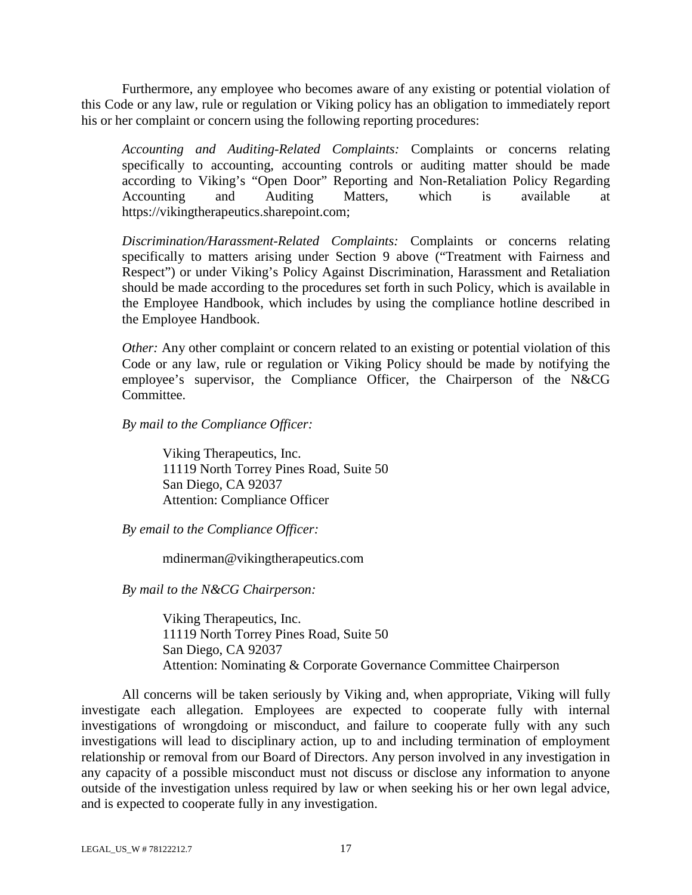Furthermore, any employee who becomes aware of any existing or potential violation of this Code or any law, rule or regulation or Viking policy has an obligation to immediately report his or her complaint or concern using the following reporting procedures:

> *Accounting and Auditing-Related Complaints:* Complaints or concerns relating specifically to accounting, accounting controls or auditing matter should be made according to Viking's "Open Door" Reporting and Non-Retaliation Policy Regarding Accounting and Auditing Matters, which is available at https://vikingtherapeutics.sharepoint.com;
>
> *Discrimination/Harassment-Related Complaints:* Complaints or concerns relating specifically to matters arising under Section 9 above ("Treatment with Fairness and Respect") or under Viking's Policy Against Discrimination, Harassment and Retaliation should be made according to the procedures set forth in such Policy, which is available in the Employee Handbook, which includes by using the compliance hotline described in the Employee Handbook.
>
> *Other:* Any other complaint or concern related to an existing or potential violation of this Code or any law, rule or regulation or Viking Policy should be made by notifying the employee's supervisor, the Compliance Officer, the Chairperson of the N&CG Committee.
>
> *By mail to the Compliance Officer:*
>
> > Viking Therapeutics, Inc.
> > 11119 North Torrey Pines Road, Suite 50
> > San Diego, CA 92037
> > Attention: Compliance Officer
>
> *By email to the Compliance Officer:*
>
> > mdinerman@vikingtherapeutics.com
>
> *By mail to the N&CG Chairperson:*
>
> > Viking Therapeutics, Inc.
> > 11119 North Torrey Pines Road, Suite 50
> > San Diego, CA 92037
> > Attention: Nominating & Corporate Governance Committee Chairperson

All concerns will be taken seriously by Viking and, when appropriate, Viking will fully investigate each allegation. Employees are expected to cooperate fully with internal investigations of wrongdoing or misconduct, and failure to cooperate fully with any such investigations will lead to disciplinary action, up to and including termination of employment relationship or removal from our Board of Directors. Any person involved in any investigation in any capacity of a possible misconduct must not discuss or disclose any information to anyone outside of the investigation unless required by law or when seeking his or her own legal advice, and is expected to cooperate fully in any investigation.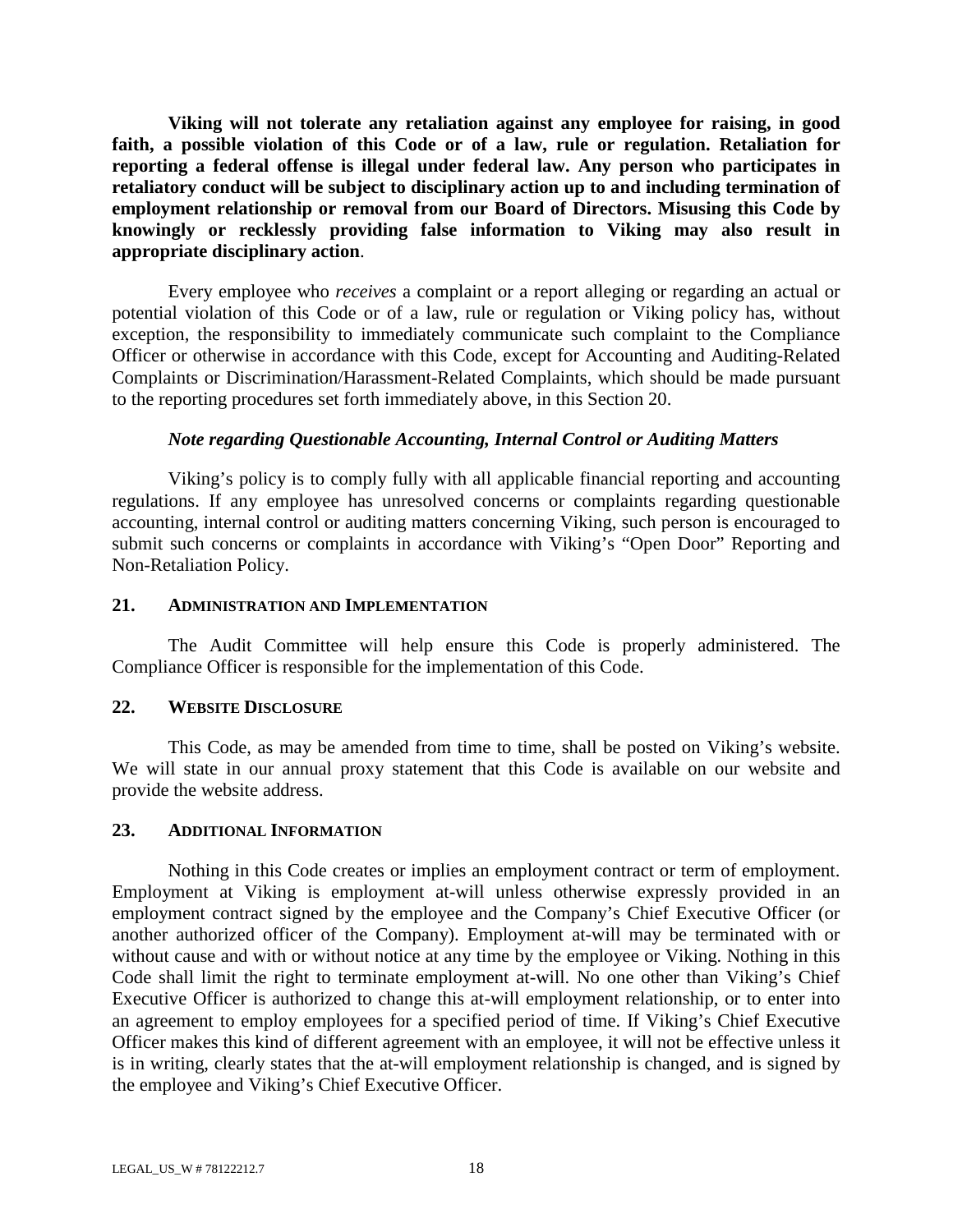**Viking will not tolerate any retaliation against any employee for raising, in good faith, a possible violation of this Code or of a law, rule or regulation. Retaliation for reporting a federal offense is illegal under federal law. Any person who participates in retaliatory conduct will be subject to disciplinary action up to and including termination of employment relationship or removal from our Board of Directors. Misusing this Code by knowingly or recklessly providing false information to Viking may also result in appropriate disciplinary action**.

Every employee who *receives* a complaint or a report alleging or regarding an actual or potential violation of this Code or of a law, rule or regulation or Viking policy has, without exception, the responsibility to immediately communicate such complaint to the Compliance Officer or otherwise in accordance with this Code, except for Accounting and Auditing-Related Complaints or Discrimination/Harassment-Related Complaints, which should be made pursuant to the reporting procedures set forth immediately above, in this Section 20.

***Note regarding Questionable Accounting, Internal Control or Auditing Matters***

Viking's policy is to comply fully with all applicable financial reporting and accounting regulations. If any employee has unresolved concerns or complaints regarding questionable accounting, internal control or auditing matters concerning Viking, such person is encouraged to submit such concerns or complaints in accordance with Viking's "Open Door" Reporting and Non-Retaliation Policy.

## 21. ADMINISTRATION AND IMPLEMENTATION

The Audit Committee will help ensure this Code is properly administered. The Compliance Officer is responsible for the implementation of this Code.

## 22. WEBSITE DISCLOSURE

This Code, as may be amended from time to time, shall be posted on Viking's website. We will state in our annual proxy statement that this Code is available on our website and provide the website address.

## 23. ADDITIONAL INFORMATION

Nothing in this Code creates or implies an employment contract or term of employment. Employment at Viking is employment at-will unless otherwise expressly provided in an employment contract signed by the employee and the Company's Chief Executive Officer (or another authorized officer of the Company). Employment at-will may be terminated with or without cause and with or without notice at any time by the employee or Viking. Nothing in this Code shall limit the right to terminate employment at-will. No one other than Viking's Chief Executive Officer is authorized to change this at-will employment relationship, or to enter into an agreement to employ employees for a specified period of time. If Viking's Chief Executive Officer makes this kind of different agreement with an employee, it will not be effective unless it is in writing, clearly states that the at-will employment relationship is changed, and is signed by the employee and Viking's Chief Executive Officer.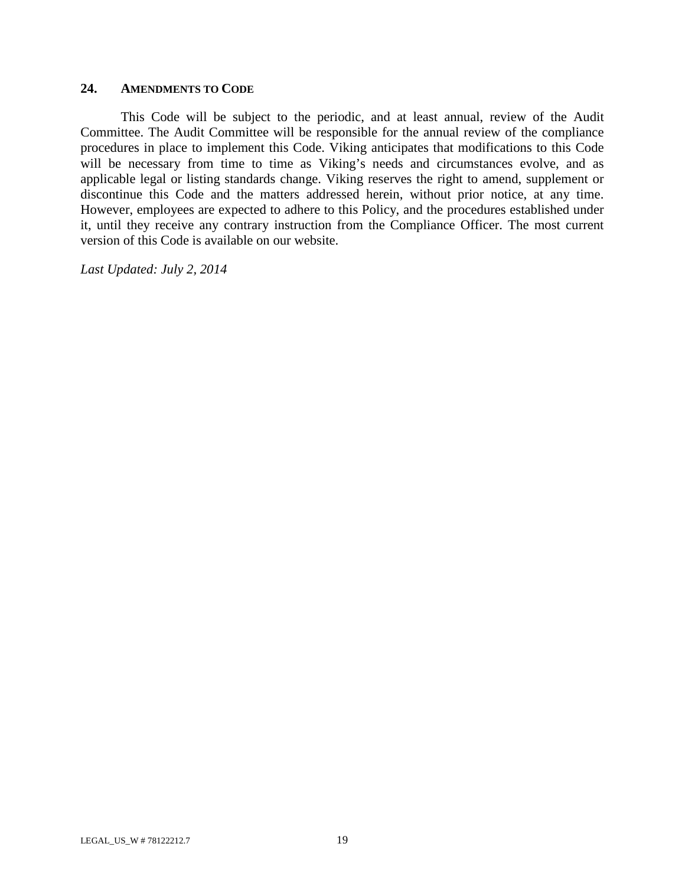## 24. AMENDMENTS TO CODE

This Code will be subject to the periodic, and at least annual, review of the Audit Committee. The Audit Committee will be responsible for the annual review of the compliance procedures in place to implement this Code. Viking anticipates that modifications to this Code will be necessary from time to time as Viking's needs and circumstances evolve, and as applicable legal or listing standards change. Viking reserves the right to amend, supplement or discontinue this Code and the matters addressed herein, without prior notice, at any time. However, employees are expected to adhere to this Policy, and the procedures established under it, until they receive any contrary instruction from the Compliance Officer. The most current version of this Code is available on our website.

*Last Updated: July 2, 2014*